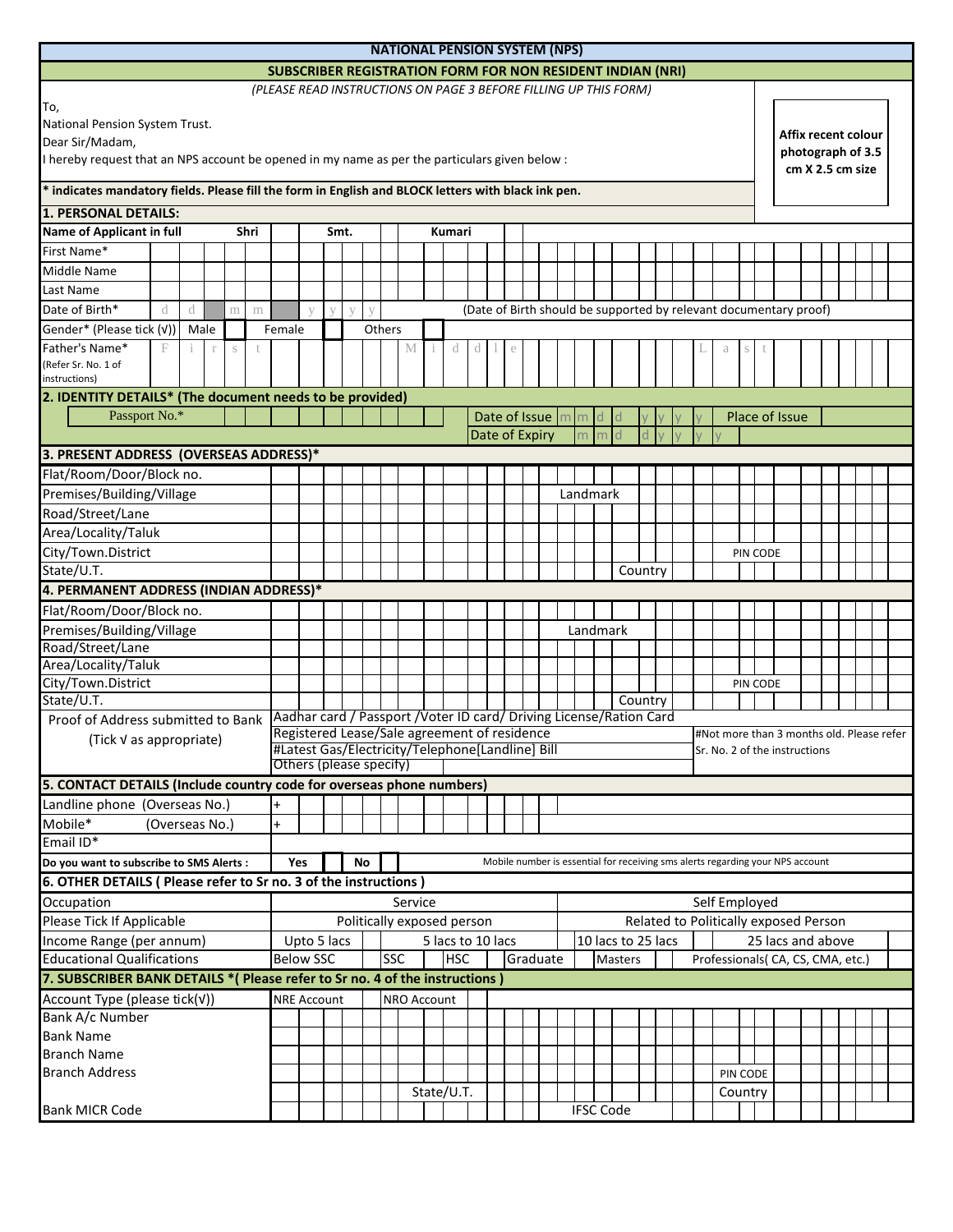# NATIONAL PENSION SYSTEM (NPS)

## SUBSCRIBER REGISTRATION FORM FOR NON RESIDENT INDIAN (NRI)

*(PLEASE READ INSTRUCTIONS ON PAGE 3 BEFORE FILLING UP THIS FORM)*

To,
National Pension System Trust.
Dear Sir/Madam,
I hereby request that an NPS account be opened in my name as per the particulars given below :

**Affix recent colour photograph of 3.5 cm X 2.5 cm size**

**\* indicates mandatory fields. Please fill the form in English and BLOCK letters with black ink pen.**

### 1. PERSONAL DETAILS:

| Field | Details |
|---|---|
| **Name of Applicant in full** | **Shri** ☐ **Smt.** ☐ **Kumari** ☐ |
| First Name* | |
| Middle Name | |
| Last Name | |
| Date of Birth* | d d m m y y y y (Date of Birth should be supported by relevant documentary proof) |
| Gender* (Please tick (√)) | Male ☐ Female ☐ Others ☐ |
| Father's Name* (Refer Sr. No. 1 of instructions) | First / Middle / Last |

### 2. IDENTITY DETAILS* (The document needs to be provided)

| Field | Details |
|---|---|
| Passport No.* | Date of Issue: m m d d y y y y — Place of Issue |
| | Date of Expiry: m m d d y y y y |

### 3. PRESENT ADDRESS (OVERSEAS ADDRESS)*

| Field | Details |
|---|---|
| Flat/Room/Door/Block no. | |
| Premises/Building/Village | Landmark |
| Road/Street/Lane | |
| Area/Locality/Taluk | |
| City/Town.District | PIN CODE |
| State/U.T. | Country |

### 4. PERMANENT ADDRESS (INDIAN ADDRESS)*

| Field | Details |
|---|---|
| Flat/Room/Door/Block no. | |
| Premises/Building/Village | Landmark |
| Road/Street/Lane | |
| Area/Locality/Taluk | |
| City/Town.District | PIN CODE |
| State/U.T. | Country |
| Proof of Address submitted to Bank (Tick √ as appropriate) | Aadhar card / Passport /Voter ID card/ Driving License/Ration Card |
| | Registered Lease/Sale agreement of residence |
| | #Latest Gas/Electricity/Telephone[Landline] Bill |
| | Others (please specify) |

#Not more than 3 months old. Please refer Sr. No. 2 of the instructions

### 5. CONTACT DETAILS (Include country code for overseas phone numbers)

| Field | Details |
|---|---|
| Landline phone (Overseas No.) | + |
| Mobile* (Overseas No.) | + |
| Email ID* | |
| **Do you want to subscribe to SMS Alerts :** | **Yes** ☐ **No** ☐ Mobile number is essential for receiving sms alerts regarding your NPS account |

### 6. OTHER DETAILS ( Please refer to Sr no. 3 of the instructions )

| Field | Options |
|---|---|
| Occupation | Service ☐ Self Employed ☐ |
| Please Tick If Applicable | Politically exposed person ☐ Related to Politically exposed Person ☐ |
| Income Range (per annum) | Upto 5 lacs ☐ 5 lacs to 10 lacs ☐ 10 lacs to 25 lacs ☐ 25 lacs and above ☐ |
| Educational Qualifications | Below SSC ☐ SSC ☐ HSC ☐ Graduate ☐ Masters ☐ Professionals( CA, CS, CMA, etc.) ☐ |

### 7. SUBSCRIBER BANK DETAILS *( Please refer to Sr no. 4 of the instructions )

| Field | Details |
|---|---|
| Account Type (please tick(√)) | NRE Account ☐ NRO Account ☐ |
| Bank A/c Number | |
| Bank Name | |
| Branch Name | |
| Branch Address | PIN CODE |
| | State/U.T. — Country |
| Bank MICR Code | IFSC Code |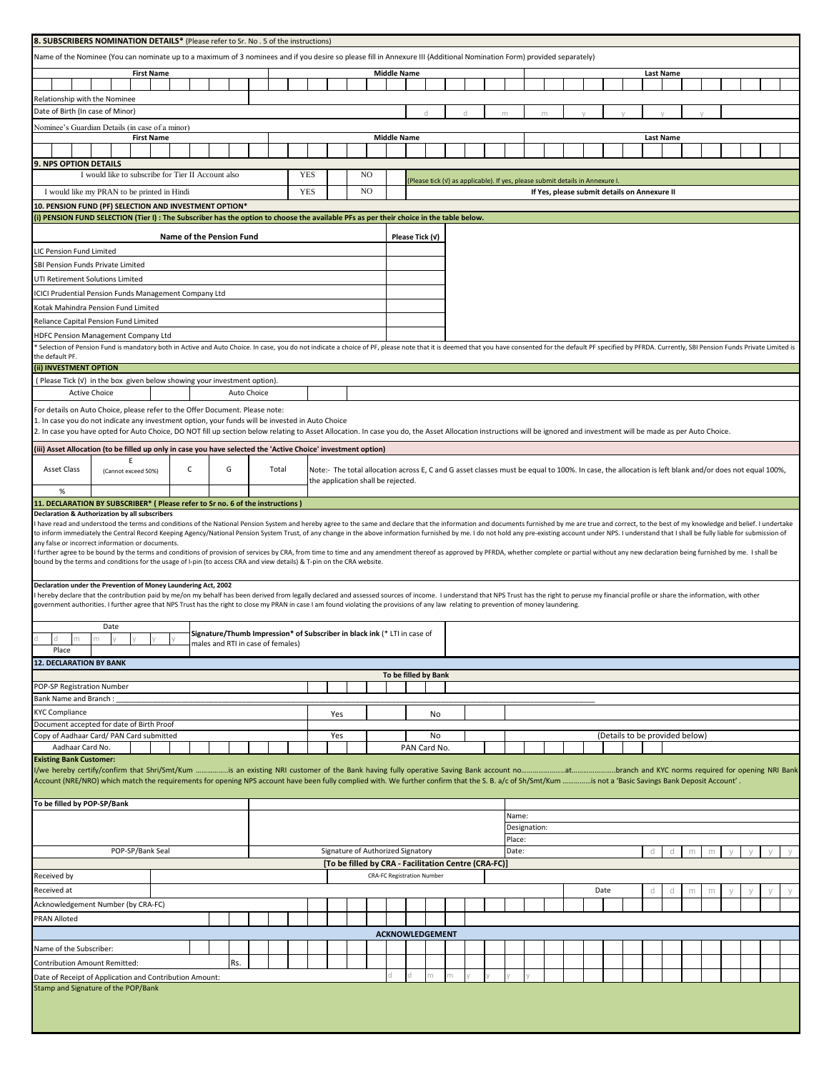## 8. SUBSCRIBERS NOMINATION DETAILS* (Please refer to Sr. No . 5 of the instructions)

Name of the Nominee (You can nominate up to a maximum of 3 nominees and if you desire so please fill in Annexure III (Additional Nomination Form) provided separately)

| First Name | Middle Name | Last Name |
|---|---|---|
| | | |

Relationship with the Nominee

Date of Birth (In case of Minor) d d m m y y y y

Nominee's Guardian Details (in case of a minor)

| First Name | Middle Name | Last Name |
|---|---|---|
| | | |

## 9. NPS OPTION DETAILS

| | | | | | |
|---|---|---|---|---|---|
| I would like to subscribe for Tier II Account also | YES | | NO | | (Please tick (√) as applicable). If yes, please submit details in Annexure I. |
| I would like my PRAN to be printed in Hindi | YES | | NO | | If Yes, please submit details on Annexure II |

## 10. PENSION FUND (PF) SELECTION AND INVESTMENT OPTION*

**(i) PENSION FUND SELECTION (Tier I) : The Subscriber has the option to choose the available PFs as per their choice in the table below.**

| Name of the Pension Fund | Please Tick (√) |
|---|---|
| LIC Pension Fund Limited | |
| SBI Pension Funds Private Limited | |
| UTI Retirement Solutions Limited | |
| ICICI Prudential Pension Funds Management Company Ltd | |
| Kotak Mahindra Pension Fund Limited | |
| Reliance Capital Pension Fund Limited | |
| HDFC Pension Management Company Ltd | |

\* Selection of Pension Fund is mandatory both in Active and Auto Choice. In case, you do not indicate a choice of PF, please note that it is deemed that you have consented for the default PF specified by PFRDA. Currently, SBI Pension Funds Private Limited is the default PF.

**(ii) INVESTMENT OPTION**

( Please Tick (√) in the box given below showing your investment option).

| Active Choice | | Auto Choice | |
|---|---|---|---|

For details on Auto Choice, please refer to the Offer Document. Please note:
1. In case you do not indicate any investment option, your funds will be invested in Auto Choice
2. In case you have opted for Auto Choice, DO NOT fill up section below relating to Asset Allocation. In case you do, the Asset Allocation instructions will be ignored and investment will be made as per Auto Choice.

**(iii) Asset Allocation (to be filled up only in case you have selected the 'Active Choice' investment option)**

| Asset Class | E (Cannot exceed 50%) | C | G | Total |
|---|---|---|---|---|
| % | | | | |

Note:- The total allocation across E, C and G asset classes must be equal to 100%. In case, the allocation is left blank and/or does not equal 100%, the application shall be rejected.

## 11. DECLARATION BY SUBSCRIBER* ( Please refer to Sr no. 6 of the instructions )

**Declaration & Authorization by all subscribers**

I have read and understood the terms and conditions of the National Pension System and hereby agree to the same and declare that the information and documents furnished by me are true and correct, to the best of my knowledge and belief. I undertake to inform immediately the Central Record Keeping Agency/National Pension System Trust, of any change in the above information furnished by me. I do not hold any pre-existing account under NPS. I understand that I shall be fully liable for submission of any false or incorrect information or documents.

I further agree to be bound by the terms and conditions of provision of services by CRA, from time to time and any amendment thereof as approved by PFRDA, whether complete or partial without any new declaration being furnished by me. I shall be bound by the terms and conditions for the usage of I-pin (to access CRA and view details) & T-pin on the CRA website.

**Declaration under the Prevention of Money Laundering Act, 2002**

I hereby declare that the contribution paid by me/on my behalf has been derived from legally declared and assessed sources of income. I understand that NPS Trust has the right to peruse my financial profile or share the information, with other government authorities. I further agree that NPS Trust has the right to close my PRAN in case I am found violating the provisions of any law relating to prevention of money laundering.

Date: d d m m y y y y

Place

**Signature/Thumb Impression* of Subscriber in black ink** (* LTI in case of males and RTI in case of females)

## 12. DECLARATION BY BANK

**To be filled by Bank**

POP-SP Registration Number

Bank Name and Branch : ____________________

| | | | | |
|---|---|---|---|---|
| KYC Compliance | Yes | | No | |
| Document accepted for date of Birth Proof | | | | |
| Copy of Aadhaar Card/ PAN Card submitted | Yes | | No | (Details to be provided below) |
| Aadhaar Card No. | | | PAN Card No. | |

**Existing Bank Customer:**

I/we hereby certify/confirm that Shri/Smt/Kum ……………..is an existing NRI customer of the Bank having fully operative Saving Bank account no……………………at…………………..branch and KYC norms required for opening NRI Bank Account (NRE/NRO) which match the requirements for opening NPS account have been fully complied with. We further confirm that the S. B. a/c of Sh/Smt/Kum ……………is not a 'Basic Savings Bank Deposit Account' .

**To be filled by POP-SP/Bank**

| | | |
|---|---|---|
| | | Name: |
| | | Designation: |
| | | Place: |
| POP-SP/Bank Seal | Signature of Authorized Signatory | Date: d d m m y y y y |

**[To be filled by CRA - Facilitation Centre (CRA-FC)]**

| | | | |
|---|---|---|---|
| Received by | | CRA-FC Registration Number | |
| Received at | | Date | d d m m y y y y |
| Acknowledgement Number (by CRA-FC) | | | |
| PRAN Alloted | | | |

## ACKNOWLEDGEMENT

Name of the Subscriber:

Contribution Amount Remitted: Rs.

Date of Receipt of Application and Contribution Amount: d d m m y y y y

Stamp and Signature of the POP/Bank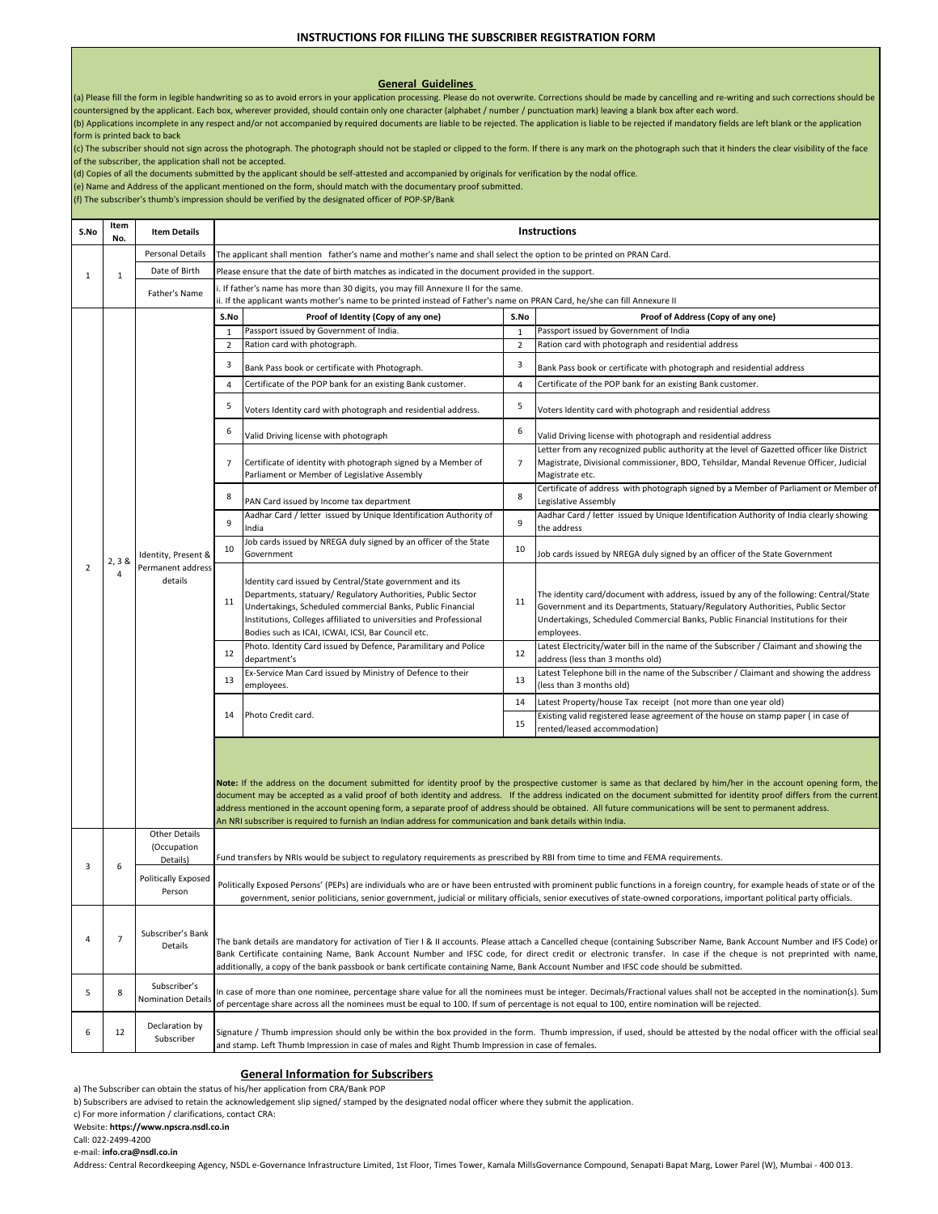# INSTRUCTIONS FOR FILLING THE SUBSCRIBER REGISTRATION FORM

## General Guidelines

(a) Please fill the form in legible handwriting so as to avoid errors in your application processing. Please do not overwrite. Corrections should be made by cancelling and re-writing and such corrections should be countersigned by the applicant. Each box, wherever provided, should contain only one character (alphabet / number / punctuation mark) leaving a blank box after each word.

(b) Applications incomplete in any respect and/or not accompanied by required documents are liable to be rejected. The application is liable to be rejected if mandatory fields are left blank or the application form is printed back to back

(c) The subscriber should not sign across the photograph. The photograph should not be stapled or clipped to the form. If there is any mark on the photograph such that it hinders the clear visibility of the face of the subscriber, the application shall not be accepted.

(d) Copies of all the documents submitted by the applicant should be self-attested and accompanied by originals for verification by the nodal office.

(e) Name and Address of the applicant mentioned on the form, should match with the documentary proof submitted.

(f) The subscriber's thumb's impression should be verified by the designated officer of POP-SP/Bank

| S.No | Item No. | Item Details | Instructions |
|---|---|---|---|
| 1 | 1 | Personal Details | The applicant shall mention father's name and mother's name and shall select the option to be printed on PRAN Card. |
| | | Date of Birth | Please ensure that the date of birth matches as indicated in the document provided in the support. |
| | | Father's Name | i. If father's name has more than 30 digits, you may fill Annexure II for the same.<br>ii. If the applicant wants mother's name to be printed instead of Father's name on PRAN Card, he/she can fill Annexure II |
| 2 | 2, 3 & 4 | Identity, Present & Permanent address details | See table below |

| S.No | Proof of Identity (Copy of any one) | S.No | Proof of Address (Copy of any one) |
|---|---|---|---|
| 1 | Passport issued by Government of India. | 1 | Passport issued by Government of India |
| 2 | Ration card with photograph. | 2 | Ration card with photograph and residential address |
| 3 | Bank Pass book or certificate with Photograph. | 3 | Bank Pass book or certificate with photograph and residential address |
| 4 | Certificate of the POP bank for an existing Bank customer. | 4 | Certificate of the POP bank for an existing Bank customer. |
| 5 | Voters Identity card with photograph and residential address. | 5 | Voters Identity card with photograph and residential address |
| 6 | Valid Driving license with photograph | 6 | Valid Driving license with photograph and residential address |
| 7 | Certificate of identity with photograph signed by a Member of Parliament or Member of Legislative Assembly | 7 | Letter from any recognized public authority at the level of Gazetted officer like District Magistrate, Divisional commissioner, BDO, Tehsildar, Mandal Revenue Officer, Judicial Magistrate etc. |
| 8 | PAN Card issued by Income tax department | 8 | Certificate of address with photograph signed by a Member of Parliament or Member of Legislative Assembly |
| 9 | Aadhar Card / letter issued by Unique Identification Authority of India | 9 | Aadhar Card / letter issued by Unique Identification Authority of India clearly showing the address |
| 10 | Job cards issued by NREGA duly signed by an officer of the State Government | 10 | Job cards issued by NREGA duly signed by an officer of the State Government |
| 11 | Identity card issued by Central/State government and its Departments, statuary/ Regulatory Authorities, Public Sector Undertakings, Scheduled commercial Banks, Public Financial Institutions, Colleges affiliated to universities and Professional Bodies such as ICAI, ICWAI, ICSI, Bar Council etc. | 11 | The identity card/document with address, issued by any of the following: Central/State Government and its Departments, Statuary/Regulatory Authorities, Public Sector Undertakings, Scheduled Commercial Banks, Public Financial Institutions for their employees. |
| 12 | Photo. Identity Card issued by Defence, Paramilitary and Police department's | 12 | Latest Electricity/water bill in the name of the Subscriber / Claimant and showing the address (less than 3 months old) |
| 13 | Ex-Service Man Card issued by Ministry of Defence to their employees. | 13 | Latest Telephone bill in the name of the Subscriber / Claimant and showing the address (less than 3 months old) |
| 14 | Photo Credit card. | 14 | Latest Property/house Tax receipt (not more than one year old) |
| | | 15 | Existing valid registered lease agreement of the house on stamp paper ( in case of rented/leased accommodation) |

**Note:** If the address on the document submitted for identity proof by the prospective customer is same as that declared by him/her in the account opening form, the document may be accepted as a valid proof of both identity and address. If the address indicated on the document submitted for identity proof differs from the current address mentioned in the account opening form, a separate proof of address should be obtained. All future communications will be sent to permanent address.
An NRI subscriber is required to furnish an Indian address for communication and bank details within India.

| S.No | Item No. | Item Details | Instructions |
|---|---|---|---|
| 3 | 6 | Other Details (Occupation Details) | Fund transfers by NRIs would be subject to regulatory requirements as prescribed by RBI from time to time and FEMA requirements. |
| | | Politically Exposed Person | Politically Exposed Persons' (PEPs) are individuals who are or have been entrusted with prominent public functions in a foreign country, for example heads of state or of the government, senior politicians, senior government, judicial or military officials, senior executives of state-owned corporations, important political party officials. |
| 4 | 7 | Subscriber's Bank Details | The bank details are mandatory for activation of Tier I & II accounts. Please attach a Cancelled cheque (containing Subscriber Name, Bank Account Number and IFS Code) or Bank Certificate containing Name, Bank Account Number and IFSC code, for direct credit or electronic transfer. In case if the cheque is not preprinted with name, additionally, a copy of the bank passbook or bank certificate containing Name, Bank Account Number and IFSC code should be submitted. |
| 5 | 8 | Subscriber's Nomination Details | In case of more than one nominee, percentage share value for all the nominees must be integer. Decimals/Fractional values shall not be accepted in the nomination(s). Sum of percentage share across all the nominees must be equal to 100. If sum of percentage is not equal to 100, entire nomination will be rejected. |
| 6 | 12 | Declaration by Subscriber | Signature / Thumb impression should only be within the box provided in the form. Thumb impression, if used, should be attested by the nodal officer with the official seal and stamp. Left Thumb Impression in case of males and Right Thumb Impression in case of females. |

## General Information for Subscribers

a) The Subscriber can obtain the status of his/her application from CRA/Bank POP

b) Subscribers are advised to retain the acknowledgement slip signed/ stamped by the designated nodal officer where they submit the application.

c) For more information / clarifications, contact CRA:

Website: **https://www.npscra.nsdl.co.in**

Call: 022-2499-4200

e-mail: **info.cra@nsdl.co.in**

Address: Central Recordkeeping Agency, NSDL e-Governance Infrastructure Limited, 1st Floor, Times Tower, Kamala MillsGovernance Compound, Senapati Bapat Marg, Lower Parel (W), Mumbai - 400 013.